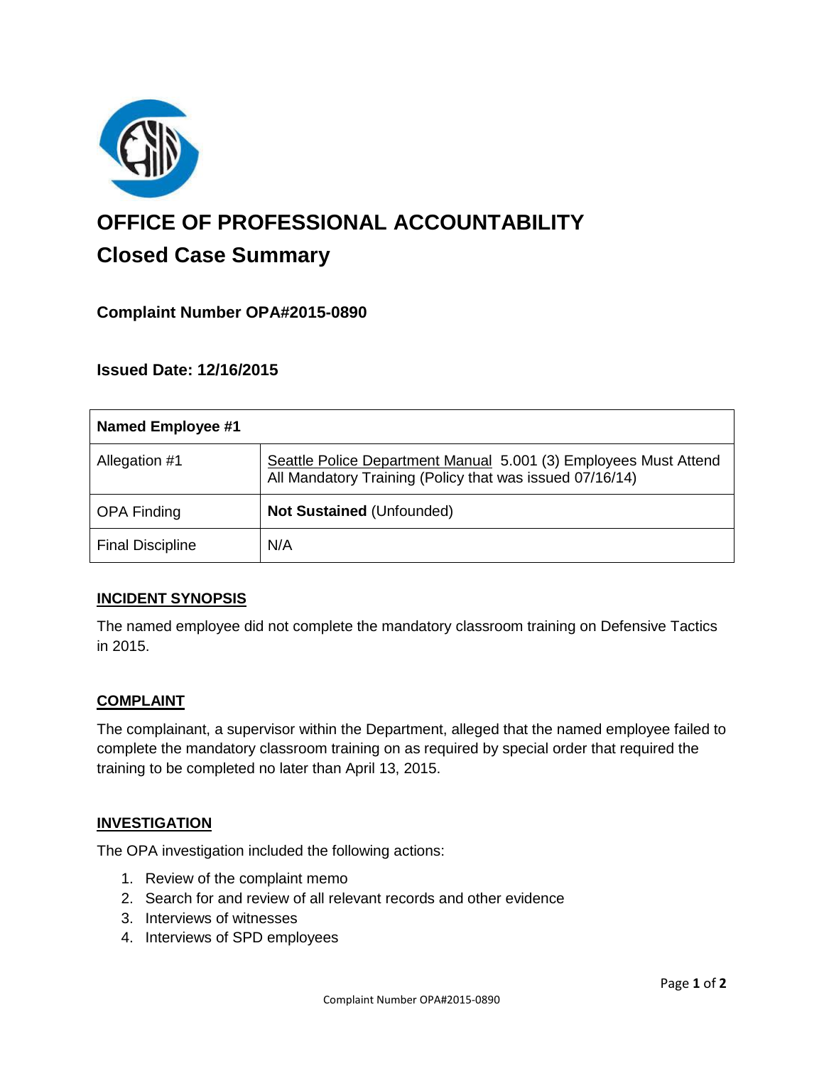# OFFICE OF PROFESSIONAL ACCOUNTABILITY

## Closed Case Summary

### Complaint Number OPA#2015-0890

### Issued Date: 12/16/2015

| Named Employee #1 | |
| --- | --- |
| Allegation #1 | Seattle Police Department Manual 5.001 (3) Employees Must Attend All Mandatory Training (Policy that was issued 07/16/14) |
| OPA Finding | **Not Sustained** (Unfounded) |
| Final Discipline | N/A |

**INCIDENT SYNOPSIS**

The named employee did not complete the mandatory classroom training on Defensive Tactics in 2015.

**COMPLAINT**

The complainant, a supervisor within the Department, alleged that the named employee failed to complete the mandatory classroom training on as required by special order that required the training to be completed no later than April 13, 2015.

**INVESTIGATION**

The OPA investigation included the following actions:

1. Review of the complaint memo
2. Search for and review of all relevant records and other evidence
3. Interviews of witnesses
4. Interviews of SPD employees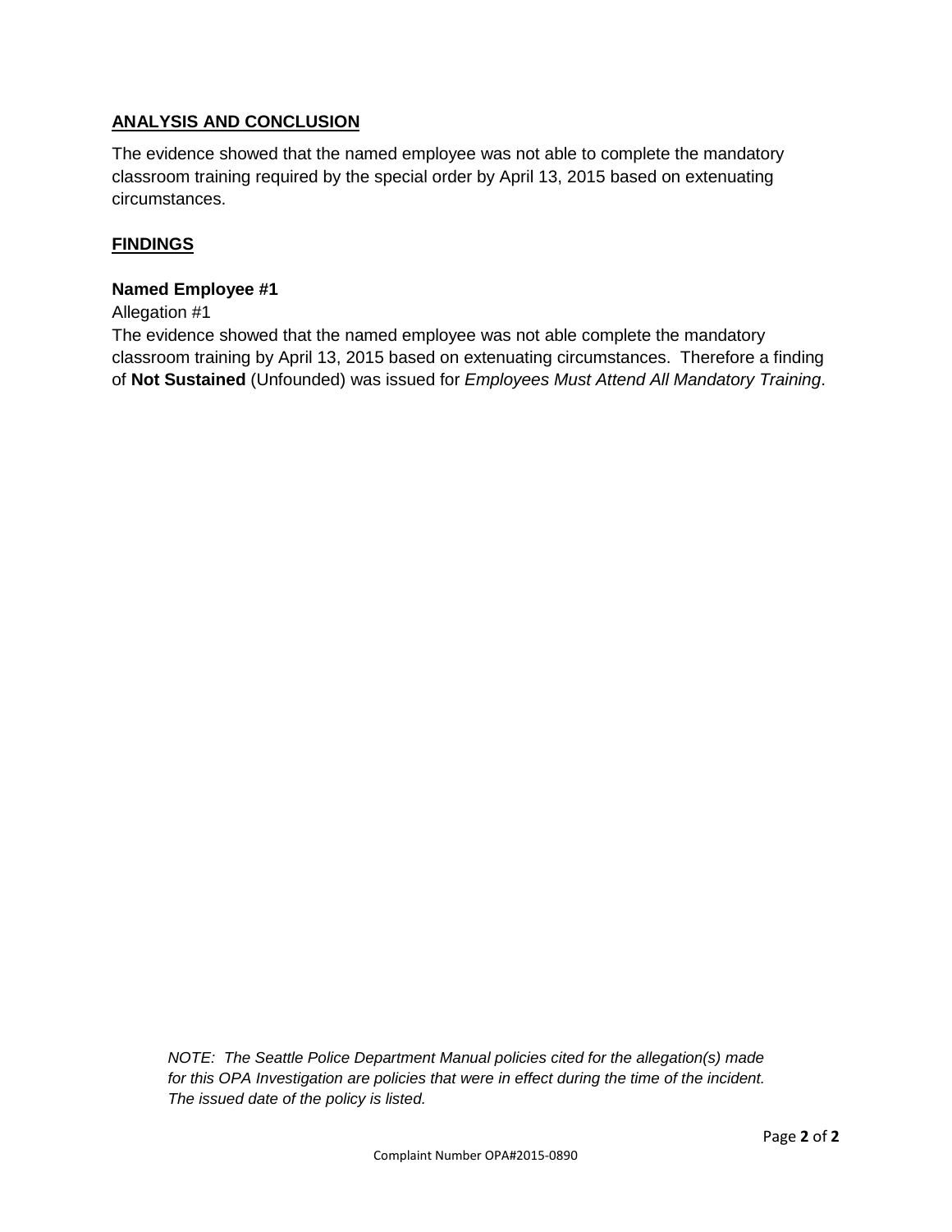## ANALYSIS AND CONCLUSION

The evidence showed that the named employee was not able to complete the mandatory classroom training required by the special order by April 13, 2015 based on extenuating circumstances.

## FINDINGS

**Named Employee #1**

Allegation #1

The evidence showed that the named employee was not able complete the mandatory classroom training by April 13, 2015 based on extenuating circumstances. Therefore a finding of **Not Sustained** (Unfounded) was issued for *Employees Must Attend All Mandatory Training*.

*NOTE: The Seattle Police Department Manual policies cited for the allegation(s) made for this OPA Investigation are policies that were in effect during the time of the incident. The issued date of the policy is listed.*

Complaint Number OPA#2015-0890